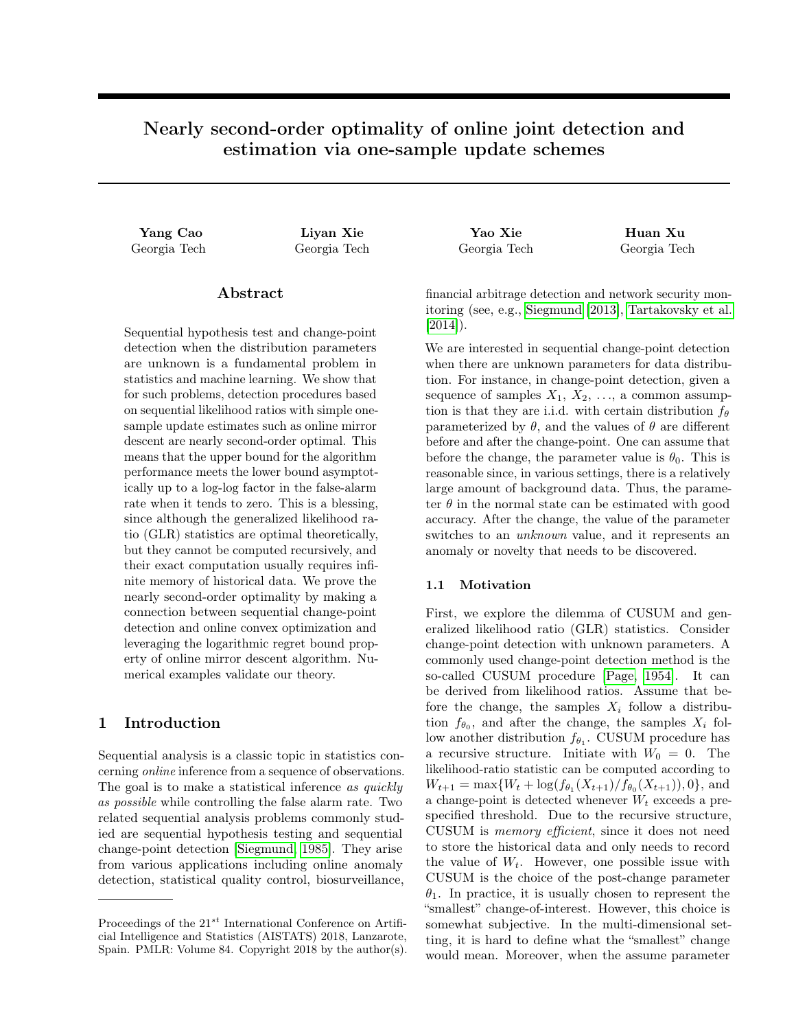# Nearly second-order optimality of online joint detection and estimation via one-sample update schemes

**Yang Cao**
Georgia Tech

**Liyan Xie**
Georgia Tech

**Yao Xie**
Georgia Tech

**Huan Xu**
Georgia Tech

## Abstract

Sequential hypothesis test and change-point detection when the distribution parameters are unknown is a fundamental problem in statistics and machine learning. We show that for such problems, detection procedures based on sequential likelihood ratios with simple one-sample update estimates such as online mirror descent are nearly second-order optimal. This means that the upper bound for the algorithm performance meets the lower bound asymptotically up to a log-log factor in the false-alarm rate when it tends to zero. This is a blessing, since although the generalized likelihood ratio (GLR) statistics are optimal theoretically, but they cannot be computed recursively, and their exact computation usually requires infinite memory of historical data. We prove the nearly second-order optimality by making a connection between sequential change-point detection and online convex optimization and leveraging the logarithmic regret bound property of online mirror descent algorithm. Numerical examples validate our theory.

## 1 Introduction

Sequential analysis is a classic topic in statistics concerning *online* inference from a sequence of observations. The goal is to make a statistical inference *as quickly as possible* while controlling the false alarm rate. Two related sequential analysis problems commonly studied are sequential hypothesis testing and sequential change-point detection [Siegmund, 1985]. They arise from various applications including online anomaly detection, statistical quality control, biosurveillance, financial arbitrage detection and network security monitoring (see, e.g., [Siegmund [2013], Tartakovsky et al. [2014]).

We are interested in sequential change-point detection when there are unknown parameters for data distribution. For instance, in change-point detection, given a sequence of samples $X_1$, $X_2$, ..., a common assumption is that they are i.i.d. with certain distribution $f_\theta$ parameterized by $\theta$, and the values of $\theta$ are different before and after the change-point. One can assume that before the change, the parameter value is $\theta_0$. This is reasonable since, in various settings, there is a relatively large amount of background data. Thus, the parameter $\theta$ in the normal state can be estimated with good accuracy. After the change, the value of the parameter switches to an *unknown* value, and it represents an anomaly or novelty that needs to be discovered.

### 1.1 Motivation

First, we explore the dilemma of CUSUM and generalized likelihood ratio (GLR) statistics. Consider change-point detection with unknown parameters. A commonly used change-point detection method is the so-called CUSUM procedure [Page, 1954]. It can be derived from likelihood ratios. Assume that before the change, the samples $X_i$ follow a distribution $f_{\theta_0}$, and after the change, the samples $X_i$ follow another distribution $f_{\theta_1}$. CUSUM procedure has a recursive structure. Initiate with $W_0 = 0$. The likelihood-ratio statistic can be computed according to $W_{t+1} = \max\{W_t + \log(f_{\theta_1}(X_{t+1})/f_{\theta_0}(X_{t+1})), 0\}$, and a change-point is detected whenever $W_t$ exceeds a prespecified threshold. Due to the recursive structure, CUSUM is *memory efficient*, since it does not need to store the historical data and only needs to record the value of $W_t$. However, one possible issue with CUSUM is the choice of the post-change parameter $\theta_1$. In practice, it is usually chosen to represent the "smallest" change-of-interest. However, this choice is somewhat subjective. In the multi-dimensional setting, it is hard to define what the "smallest" change would mean. Moreover, when the assume parameter

Proceedings of the 21[st] International Conference on Artificial Intelligence and Statistics (AISTATS) 2018, Lanzarote, Spain. PMLR: Volume 84. Copyright 2018 by the author(s).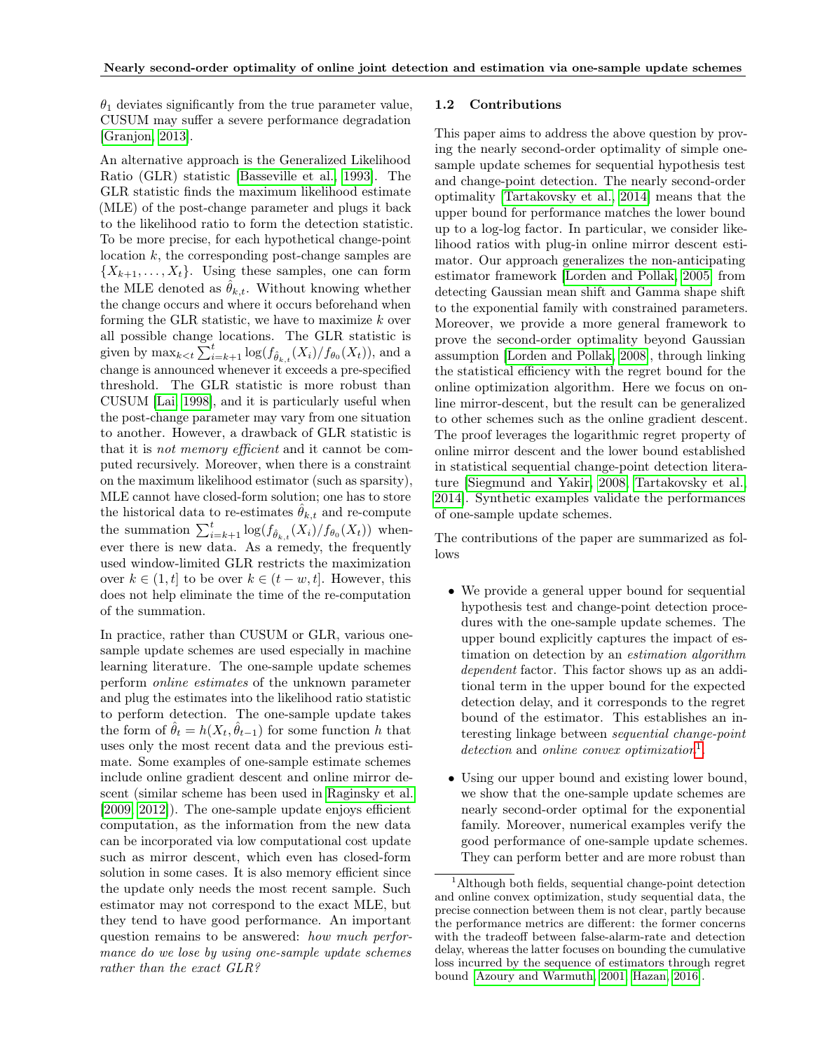$\theta_1$ deviates significantly from the true parameter value, CUSUM may suffer a severe performance degradation [Granjon, 2013].

An alternative approach is the Generalized Likelihood Ratio (GLR) statistic [Basseville et al., 1993]. The GLR statistic finds the maximum likelihood estimate (MLE) of the post-change parameter and plugs it back to the likelihood ratio to form the detection statistic. To be more precise, for each hypothetical change-point location $k$, the corresponding post-change samples are $\{X_{k+1}, \ldots, X_t\}$. Using these samples, one can form the MLE denoted as $\hat{\theta}_{k,t}$. Without knowing whether the change occurs and where it occurs beforehand when forming the GLR statistic, we have to maximize $k$ over all possible change locations. The GLR statistic is given by $\max_{k<t} \sum_{i=k+1}^{t} \log(f_{\hat{\theta}_{k,t}}(X_i)/f_{\theta_0}(X_t))$, and a change is announced whenever it exceeds a pre-specified threshold. The GLR statistic is more robust than CUSUM [Lai, 1998], and it is particularly useful when the post-change parameter may vary from one situation to another. However, a drawback of GLR statistic is that it is *not memory efficient* and it cannot be computed recursively. Moreover, when there is a constraint on the maximum likelihood estimator (such as sparsity), MLE cannot have closed-form solution; one has to store the historical data to re-estimates $\hat{\theta}_{k,t}$ and re-compute the summation $\sum_{i=k+1}^{t} \log(f_{\hat{\theta}_{k,t}}(X_i)/f_{\theta_0}(X_t))$ whenever there is new data. As a remedy, the frequently used window-limited GLR restricts the maximization over $k \in (1, t]$ to be over $k \in (t-w, t]$. However, this does not help eliminate the time of the re-computation of the summation.

In practice, rather than CUSUM or GLR, various one-sample update schemes are used especially in machine learning literature. The one-sample update schemes perform *online estimates* of the unknown parameter and plug the estimates into the likelihood ratio statistic to perform detection. The one-sample update takes the form of $\hat{\theta}_t = h(X_t, \hat{\theta}_{t-1})$ for some function $h$ that uses only the most recent data and the previous estimate. Some examples of one-sample estimate schemes include online gradient descent and online mirror descent (similar scheme has been used in Raginsky et al. [2009, 2012]). The one-sample update enjoys efficient computation, as the information from the new data can be incorporated via low computational cost update such as mirror descent, which even has closed-form solution in some cases. It is also memory efficient since the update only needs the most recent sample. Such estimator may not correspond to the exact MLE, but they tend to have good performance. An important question remains to be answered: *how much performance do we lose by using one-sample update schemes rather than the exact GLR?*

## 1.2 Contributions

This paper aims to address the above question by proving the nearly second-order optimality of simple one-sample update schemes for sequential hypothesis test and change-point detection. The nearly second-order optimality [Tartakovsky et al., 2014] means that the upper bound for performance matches the lower bound up to a log-log factor. In particular, we consider likelihood ratios with plug-in online mirror descent estimator. Our approach generalizes the non-anticipating estimator framework [Lorden and Pollak, 2005] from detecting Gaussian mean shift and Gamma shape shift to the exponential family with constrained parameters. Moreover, we provide a more general framework to prove the second-order optimality beyond Gaussian assumption [Lorden and Pollak, 2008], through linking the statistical efficiency with the regret bound for the online optimization algorithm. Here we focus on online mirror-descent, but the result can be generalized to other schemes such as the online gradient descent. The proof leverages the logarithmic regret property of online mirror descent and the lower bound established in statistical sequential change-point detection literature [Siegmund and Yakir, 2008, Tartakovsky et al., 2014]. Synthetic examples validate the performances of one-sample update schemes.

The contributions of the paper are summarized as follows

- We provide a general upper bound for sequential hypothesis test and change-point detection procedures with the one-sample update schemes. The upper bound explicitly captures the impact of estimation on detection by an *estimation algorithm dependent* factor. This factor shows up as an additional term in the upper bound for the expected detection delay, and it corresponds to the regret bound of the estimator. This establishes an interesting linkage between *sequential change-point detection* and *online convex optimization*[1].
- Using our upper bound and existing lower bound, we show that the one-sample update schemes are nearly second-order optimal for the exponential family. Moreover, numerical examples verify the good performance of one-sample update schemes. They can perform better and are more robust than

[1] Although both fields, sequential change-point detection and online convex optimization, study sequential data, the precise connection between them is not clear, partly because the performance metrics are different: the former concerns with the tradeoff between false-alarm-rate and detection delay, whereas the latter focuses on bounding the cumulative loss incurred by the sequence of estimators through regret bound [Azoury and Warmuth, 2001, Hazan, 2016].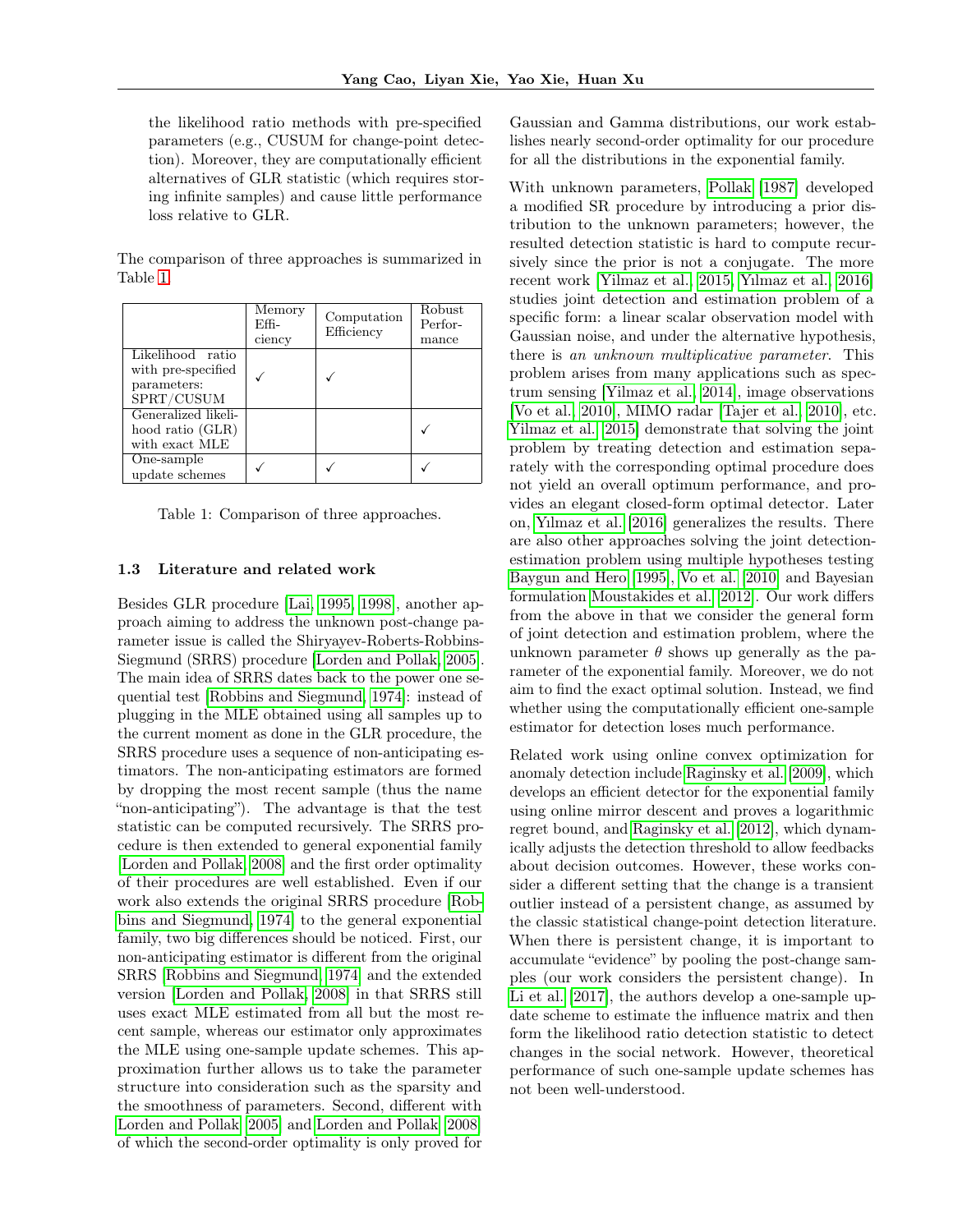the likelihood ratio methods with pre-specified parameters (e.g., CUSUM for change-point detection). Moreover, they are computationally efficient alternatives of GLR statistic (which requires storing infinite samples) and cause little performance loss relative to GLR.

The comparison of three approaches is summarized in Table 1.

| | Memory Efficiency | Computation Efficiency | Robust Performance |
|---|---|---|---|
| Likelihood ratio with pre-specified parameters: SPRT/CUSUM | ✓ | ✓ | |
| Generalized likelihood ratio (GLR) with exact MLE | | | ✓ |
| One-sample update schemes | ✓ | ✓ | ✓ |

Table 1: Comparison of three approaches.

### 1.3 Literature and related work

Besides GLR procedure [Lai, 1995, 1998], another approach aiming to address the unknown post-change parameter issue is called the Shiryayev-Roberts-Robbins-Siegmund (SRRS) procedure [Lorden and Pollak, 2005]. The main idea of SRRS dates back to the power one sequential test [Robbins and Siegmund, 1974]: instead of plugging in the MLE obtained using all samples up to the current moment as done in the GLR procedure, the SRRS procedure uses a sequence of non-anticipating estimators. The non-anticipating estimators are formed by dropping the most recent sample (thus the name "non-anticipating"). The advantage is that the test statistic can be computed recursively. The SRRS procedure is then extended to general exponential family [Lorden and Pollak, 2008] and the first order optimality of their procedures are well established. Even if our work also extends the original SRRS procedure [Robbins and Siegmund, 1974] to the general exponential family, two big differences should be noticed. First, our non-anticipating estimator is different from the original SRRS [Robbins and Siegmund, 1974] and the extended version [Lorden and Pollak, 2008] in that SRRS still uses exact MLE estimated from all but the most recent sample, whereas our estimator only approximates the MLE using one-sample update schemes. This approximation further allows us to take the parameter structure into consideration such as the sparsity and the smoothness of parameters. Second, different with Lorden and Pollak [2005] and Lorden and Pollak [2008] of which the second-order optimality is only proved for Gaussian and Gamma distributions, our work establishes nearly second-order optimality for our procedure for all the distributions in the exponential family.

With unknown parameters, Pollak [1987] developed a modified SR procedure by introducing a prior distribution to the unknown parameters; however, the resulted detection statistic is hard to compute recursively since the prior is not a conjugate. The more recent work [Yilmaz et al., 2015, Yılmaz et al., 2016] studies joint detection and estimation problem of a specific form: a linear scalar observation model with Gaussian noise, and under the alternative hypothesis, there is *an unknown multiplicative parameter*. This problem arises from many applications such as spectrum sensing [Yilmaz et al., 2014], image observations [Vo et al., 2010], MIMO radar [Tajer et al., 2010], etc. Yilmaz et al. [2015] demonstrate that solving the joint problem by treating detection and estimation separately with the corresponding optimal procedure does not yield an overall optimum performance, and provides an elegant closed-form optimal detector. Later on, Yılmaz et al. [2016] generalizes the results. There are also other approaches solving the joint detection-estimation problem using multiple hypotheses testing Baygun and Hero [1995], Vo et al. [2010] and Bayesian formulation Moustakides et al. [2012]. Our work differs from the above in that we consider the general form of joint detection and estimation problem, where the unknown parameter $\theta$ shows up generally as the parameter of the exponential family. Moreover, we do not aim to find the exact optimal solution. Instead, we find whether using the computationally efficient one-sample estimator for detection loses much performance.

Related work using online convex optimization for anomaly detection include Raginsky et al. [2009], which develops an efficient detector for the exponential family using online mirror descent and proves a logarithmic regret bound, and Raginsky et al. [2012], which dynamically adjusts the detection threshold to allow feedbacks about decision outcomes. However, these works consider a different setting that the change is a transient outlier instead of a persistent change, as assumed by the classic statistical change-point detection literature. When there is persistent change, it is important to accumulate "evidence" by pooling the post-change samples (our work considers the persistent change). In Li et al. [2017], the authors develop a one-sample update scheme to estimate the influence matrix and then form the likelihood ratio detection statistic to detect changes in the social network. However, theoretical performance of such one-sample update schemes has not been well-understood.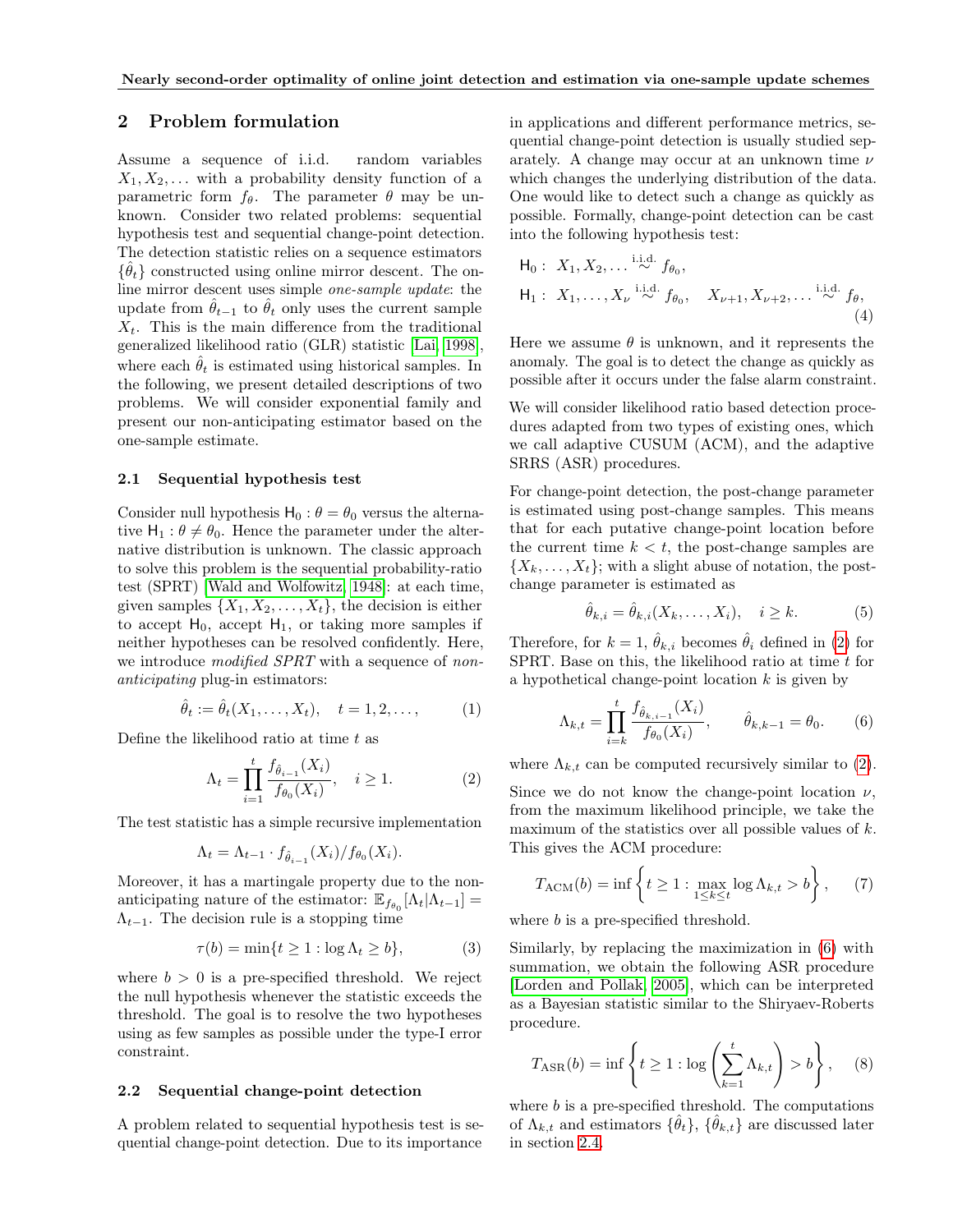## 2 Problem formulation

Assume a sequence of i.i.d. random variables $X_1, X_2, \ldots$ with a probability density function of a parametric form $f_\theta$. The parameter $\theta$ may be unknown. Consider two related problems: sequential hypothesis test and sequential change-point detection. The detection statistic relies on a sequence estimators $\{\hat{\theta}_t\}$ constructed using online mirror descent. The online mirror descent uses simple *one-sample update*: the update from $\hat{\theta}_{t-1}$ to $\hat{\theta}_t$ only uses the current sample $X_t$. This is the main difference from the traditional generalized likelihood ratio (GLR) statistic [Lai, 1998], where each $\hat{\theta}_t$ is estimated using historical samples. In the following, we present detailed descriptions of two problems. We will consider exponential family and present our non-anticipating estimator based on the one-sample estimate.

### 2.1 Sequential hypothesis test

Consider null hypothesis $\mathsf{H}_0 : \theta = \theta_0$ versus the alternative $\mathsf{H}_1 : \theta \neq \theta_0$. Hence the parameter under the alternative distribution is unknown. The classic approach to solve this problem is the sequential probability-ratio test (SPRT) [Wald and Wolfowitz, 1948]: at each time, given samples $\{X_1, X_2, \ldots, X_t\}$, the decision is either to accept $\mathsf{H}_0$, accept $\mathsf{H}_1$, or taking more samples if neither hypotheses can be resolved confidently. Here, we introduce *modified SPRT* with a sequence of *non-anticipating* plug-in estimators:

$$\hat{\theta}_t := \hat{\theta}_t(X_1, \ldots, X_t), \quad t = 1, 2, \ldots, \tag{1}$$

Define the likelihood ratio at time $t$ as

$$\Lambda_t = \prod_{i=1}^{t} \frac{f_{\hat{\theta}_{i-1}}(X_i)}{f_{\theta_0}(X_i)}, \quad i \geq 1. \tag{2}$$

The test statistic has a simple recursive implementation

$$\Lambda_t = \Lambda_{t-1} \cdot f_{\hat{\theta}_{i-1}}(X_i)/f_{\theta_0}(X_i).$$

Moreover, it has a martingale property due to the non-anticipating nature of the estimator: $\mathbb{E}_{f_{\theta_0}}[\Lambda_t | \Lambda_{t-1}] = \Lambda_{t-1}$. The decision rule is a stopping time

$$\tau(b) = \min\{t \geq 1 : \log \Lambda_t \geq b\}, \tag{3}$$

where $b > 0$ is a pre-specified threshold. We reject the null hypothesis whenever the statistic exceeds the threshold. The goal is to resolve the two hypotheses using as few samples as possible under the type-I error constraint.

### 2.2 Sequential change-point detection

A problem related to sequential hypothesis test is sequential change-point detection. Due to its importance in applications and different performance metrics, sequential change-point detection is usually studied separately. A change may occur at an unknown time $\nu$ which changes the underlying distribution of the data. One would like to detect such a change as quickly as possible. Formally, change-point detection can be cast into the following hypothesis test:

$$\begin{aligned}
&\mathsf{H}_0 : \; X_1, X_2, \ldots \overset{\text{i.i.d.}}{\sim} f_{\theta_0}, \\
&\mathsf{H}_1 : \; X_1, \ldots, X_\nu \overset{\text{i.i.d.}}{\sim} f_{\theta_0}, \quad X_{\nu+1}, X_{\nu+2}, \ldots \overset{\text{i.i.d.}}{\sim} f_\theta,
\end{aligned} \tag{4}$$

Here we assume $\theta$ is unknown, and it represents the anomaly. The goal is to detect the change as quickly as possible after it occurs under the false alarm constraint.

We will consider likelihood ratio based detection procedures adapted from two types of existing ones, which we call adaptive CUSUM (ACM), and the adaptive SRRS (ASR) procedures.

For change-point detection, the post-change parameter is estimated using post-change samples. This means that for each putative change-point location before the current time $k < t$, the post-change samples are $\{X_k, \ldots, X_t\}$; with a slight abuse of notation, the post-change parameter is estimated as

$$\hat{\theta}_{k,i} = \hat{\theta}_{k,i}(X_k, \ldots, X_i), \quad i \geq k. \tag{5}$$

Therefore, for $k = 1$, $\hat{\theta}_{k,i}$ becomes $\hat{\theta}_i$ defined in (2) for SPRT. Base on this, the likelihood ratio at time $t$ for a hypothetical change-point location $k$ is given by

$$\Lambda_{k,t} = \prod_{i=k}^{t} \frac{f_{\hat{\theta}_{k,i-1}}(X_i)}{f_{\theta_0}(X_i)}, \qquad \hat{\theta}_{k,k-1} = \theta_0. \tag{6}$$

where $\Lambda_{k,t}$ can be computed recursively similar to (2).

Since we do not know the change-point location $\nu$, from the maximum likelihood principle, we take the maximum of the statistics over all possible values of $k$. This gives the ACM procedure:

$$T_{\text{ACM}}(b) = \inf\left\{t \geq 1 : \max_{1 \leq k \leq t} \log \Lambda_{k,t} > b\right\}, \tag{7}$$

where $b$ is a pre-specified threshold.

Similarly, by replacing the maximization in (6) with summation, we obtain the following ASR procedure [Lorden and Pollak, 2005], which can be interpreted as a Bayesian statistic similar to the Shiryaev-Roberts procedure.

$$T_{\text{ASR}}(b) = \inf\left\{t \geq 1 : \log\left(\sum_{k=1}^{t} \Lambda_{k,t}\right) > b\right\}, \tag{8}$$

where $b$ is a pre-specified threshold. The computations of $\Lambda_{k,t}$ and estimators $\{\hat{\theta}_t\}$, $\{\hat{\theta}_{k,t}\}$ are discussed later in section 2.4.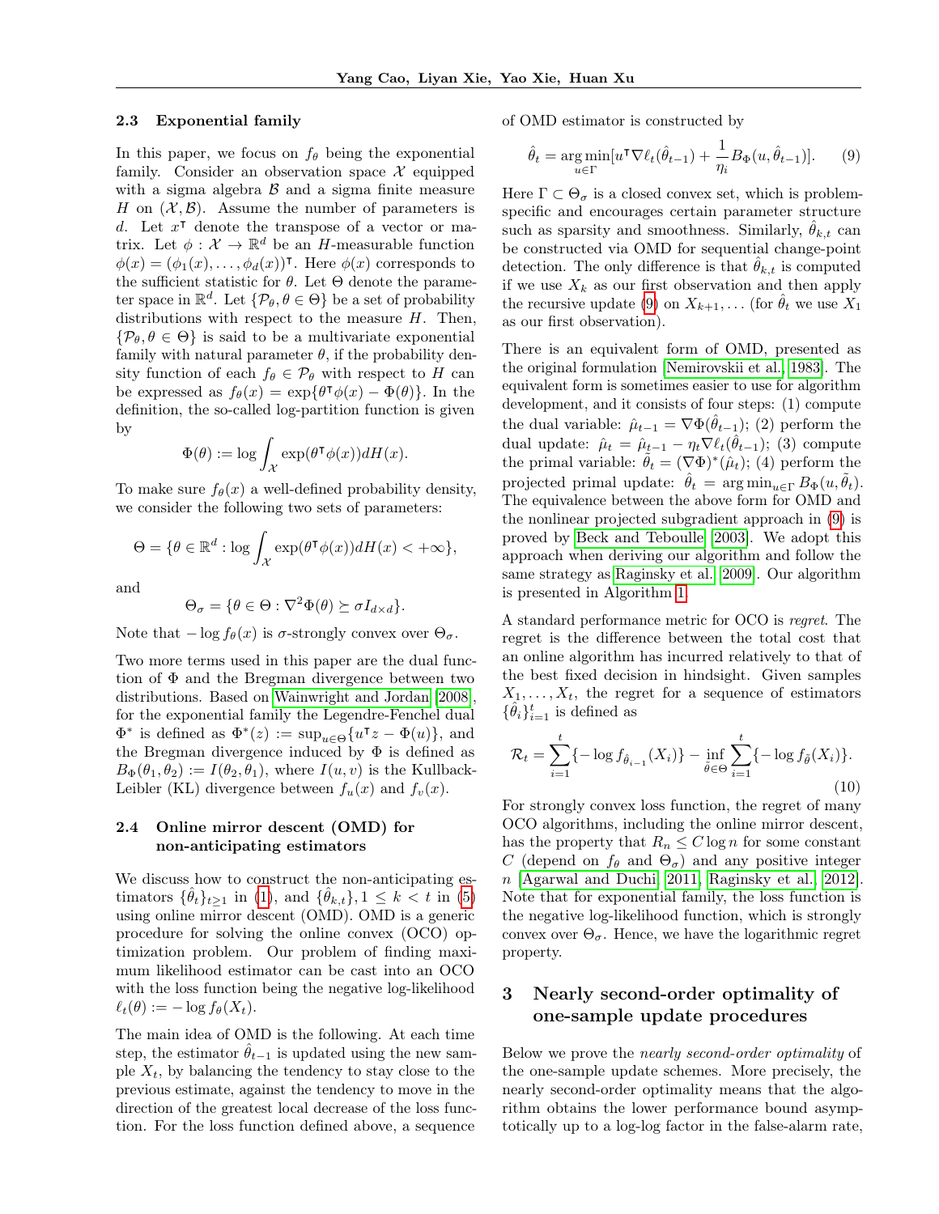### 2.3 Exponential family

In this paper, we focus on $f_\theta$ being the exponential family. Consider an observation space $\mathcal{X}$ equipped with a sigma algebra $\mathcal{B}$ and a sigma finite measure $H$ on $(\mathcal{X}, \mathcal{B})$. Assume the number of parameters is $d$. Let $x^\intercal$ denote the transpose of a vector or matrix. Let $\phi : \mathcal{X} \to \mathbb{R}^d$ be an $H$-measurable function $\phi(x) = (\phi_1(x), \ldots, \phi_d(x))^\intercal$. Here $\phi(x)$ corresponds to the sufficient statistic for $\theta$. Let $\Theta$ denote the parameter space in $\mathbb{R}^d$. Let $\{\mathcal{P}_\theta, \theta \in \Theta\}$ be a set of probability distributions with respect to the measure $H$. Then, $\{\mathcal{P}_\theta, \theta \in \Theta\}$ is said to be a multivariate exponential family with natural parameter $\theta$, if the probability density function of each $f_\theta \in \mathcal{P}_\theta$ with respect to $H$ can be expressed as $f_\theta(x) = \exp\{\theta^\intercal \phi(x) - \Phi(\theta)\}$. In the definition, the so-called log-partition function is given by

$$\Phi(\theta) := \log \int_{\mathcal{X}} \exp(\theta^\intercal \phi(x)) dH(x).$$

To make sure $f_\theta(x)$ a well-defined probability density, we consider the following two sets of parameters:

$$\Theta = \{\theta \in \mathbb{R}^d : \log \int_{\mathcal{X}} \exp(\theta^\intercal \phi(x)) dH(x) < +\infty\},$$

and

$$\Theta_\sigma = \{\theta \in \Theta : \nabla^2 \Phi(\theta) \succeq \sigma I_{d \times d}\}.$$

Note that $-\log f_\theta(x)$ is $\sigma$-strongly convex over $\Theta_\sigma$.

Two more terms used in this paper are the dual function of $\Phi$ and the Bregman divergence between two distributions. Based on Wainwright and Jordan [2008], for the exponential family the Legendre-Fenchel dual $\Phi^*$ is defined as $\Phi^*(z) := \sup_{u \in \Theta}\{u^\intercal z - \Phi(u)\}$, and the Bregman divergence induced by $\Phi$ is defined as $B_\Phi(\theta_1, \theta_2) := I(\theta_2, \theta_1)$, where $I(u, v)$ is the Kullback-Leibler (KL) divergence between $f_u(x)$ and $f_v(x)$.

### 2.4 Online mirror descent (OMD) for non-anticipating estimators

We discuss how to construct the non-anticipating estimators $\{\hat{\theta}_t\}_{t \geq 1}$ in (1), and $\{\hat{\theta}_{k,t}\}, 1 \leq k < t$ in (5) using online mirror descent (OMD). OMD is a generic procedure for solving the online convex (OCO) optimization problem. Our problem of finding maximum likelihood estimator can be cast into an OCO with the loss function being the negative log-likelihood $\ell_t(\theta) := -\log f_\theta(X_t)$.

The main idea of OMD is the following. At each time step, the estimator $\hat{\theta}_{t-1}$ is updated using the new sample $X_t$, by balancing the tendency to stay close to the previous estimate, against the tendency to move in the direction of the greatest local decrease of the loss function. For the loss function defined above, a sequence of OMD estimator is constructed by

$$\hat{\theta}_t = \arg\min_{u \in \Gamma} [u^\intercal \nabla \ell_t(\hat{\theta}_{t-1}) + \frac{1}{\eta_i} B_\Phi(u, \hat{\theta}_{t-1})]. \tag{9}$$

Here $\Gamma \subset \Theta_\sigma$ is a closed convex set, which is problem-specific and encourages certain parameter structure such as sparsity and smoothness. Similarly, $\hat{\theta}_{k,t}$ can be constructed via OMD for sequential change-point detection. The only difference is that $\hat{\theta}_{k,t}$ is computed if we use $X_k$ as our first observation and then apply the recursive update (9) on $X_{k+1}, \ldots$ (for $\hat{\theta}_t$ we use $X_1$ as our first observation).

There is an equivalent form of OMD, presented as the original formulation [Nemirovskii et al., 1983]. The equivalent form is sometimes easier to use for algorithm development, and it consists of four steps: (1) compute the dual variable: $\hat{\mu}_{t-1} = \nabla \Phi(\hat{\theta}_{t-1})$; (2) perform the dual update: $\hat{\mu}_t = \hat{\mu}_{t-1} - \eta_t \nabla \ell_t(\hat{\theta}_{t-1})$; (3) compute the primal variable: $\tilde{\theta}_t = (\nabla \Phi)^*(\hat{\mu}_t)$; (4) perform the projected primal update: $\hat{\theta}_t = \arg\min_{u \in \Gamma} B_\Phi(u, \tilde{\theta}_t)$. The equivalence between the above form for OMD and the nonlinear projected subgradient approach in (9) is proved by Beck and Teboulle [2003]. We adopt this approach when deriving our algorithm and follow the same strategy as Raginsky et al. [2009]. Our algorithm is presented in Algorithm 1.

A standard performance metric for OCO is *regret*. The regret is the difference between the total cost that an online algorithm has incurred relatively to that of the best fixed decision in hindsight. Given samples $X_1, \ldots, X_t$, the regret for a sequence of estimators $\{\hat{\theta}_i\}_{i=1}^t$ is defined as

$$\mathcal{R}_t = \sum_{i=1}^t \{-\log f_{\hat{\theta}_{i-1}}(X_i)\} - \inf_{\tilde{\theta} \in \Theta} \sum_{i=1}^t \{-\log f_{\tilde{\theta}}(X_i)\}. \tag{10}$$

For strongly convex loss function, the regret of many OCO algorithms, including the online mirror descent, has the property that $R_n \leq C \log n$ for some constant $C$ (depend on $f_\theta$ and $\Theta_\sigma$) and any positive integer $n$ [Agarwal and Duchi, 2011, Raginsky et al., 2012]. Note that for exponential family, the loss function is the negative log-likelihood function, which is strongly convex over $\Theta_\sigma$. Hence, we have the logarithmic regret property.

# 3 Nearly second-order optimality of one-sample update procedures

Below we prove the *nearly second-order optimality* of the one-sample update schemes. More precisely, the nearly second-order optimality means that the algorithm obtains the lower performance bound asymptotically up to a log-log factor in the false-alarm rate,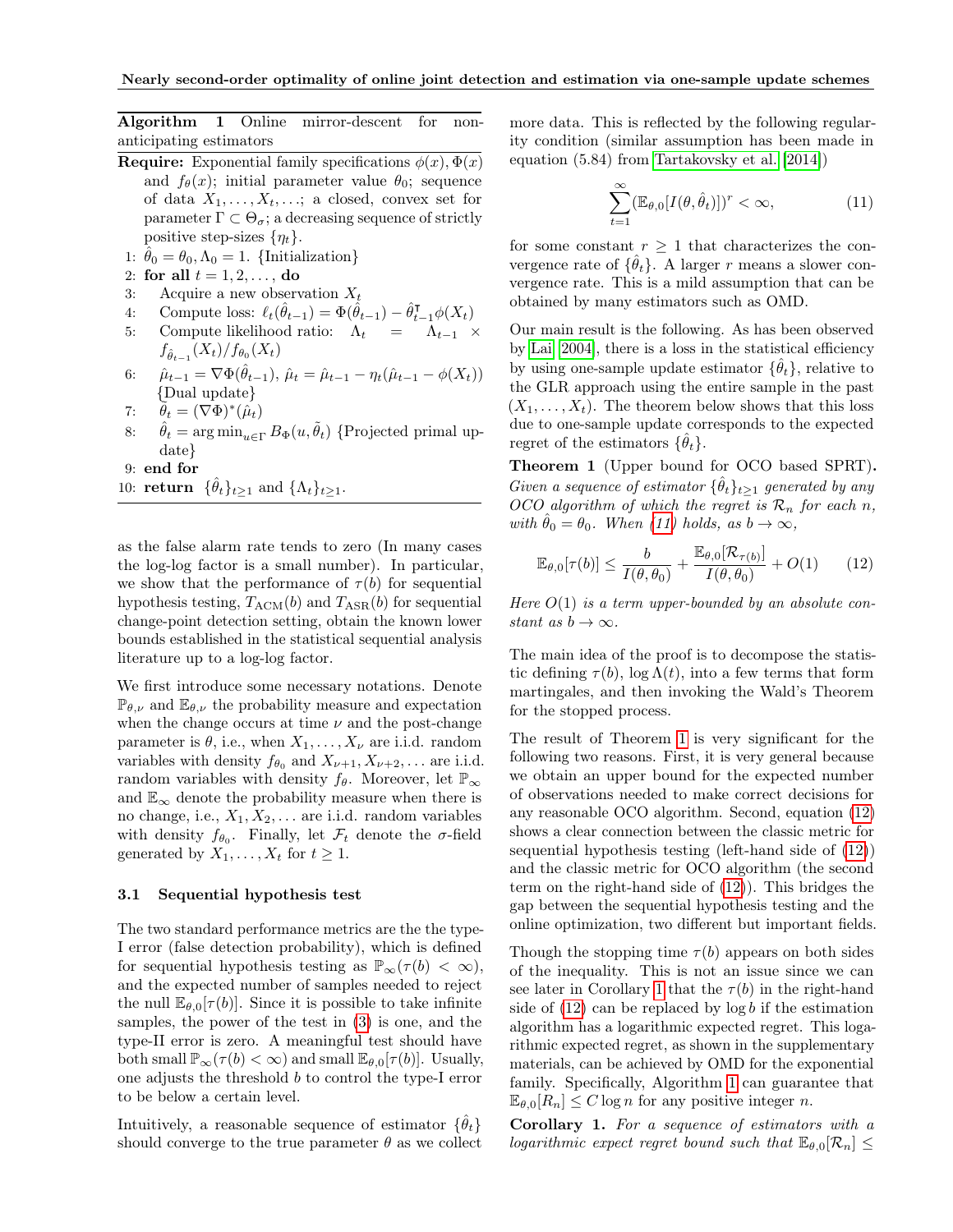**Algorithm 1** Online mirror-descent for non-anticipating estimators

**Require:** Exponential family specifications $\phi(x), \Phi(x)$ and $f_\theta(x)$; initial parameter value $\theta_0$; sequence of data $X_1, \ldots, X_t, \ldots$; a closed, convex set for parameter $\Gamma \subset \Theta_\sigma$; a decreasing sequence of strictly positive step-sizes $\{\eta_t\}$.

1: $\hat{\theta}_0 = \theta_0, \Lambda_0 = 1$. {Initialization}
2: **for all** $t = 1, 2, \ldots,$ **do**
3: Acquire a new observation $X_t$
4: Compute loss: $\ell_t(\hat{\theta}_{t-1}) = \Phi(\hat{\theta}_{t-1}) - \hat{\theta}_{t-1}^\intercal \phi(X_t)$
5: Compute likelihood ratio: $\Lambda_t = \Lambda_{t-1} \times f_{\hat{\theta}_{t-1}}(X_t)/f_{\theta_0}(X_t)$
6: $\hat{\mu}_{t-1} = \nabla\Phi(\hat{\theta}_{t-1})$, $\hat{\mu}_t = \hat{\mu}_{t-1} - \eta_t(\hat{\mu}_{t-1} - \phi(X_t))$ {Dual update}
7: $\tilde{\theta}_t = (\nabla\Phi)^*(\hat{\mu}_t)$
8: $\hat{\theta}_t = \arg\min_{u\in\Gamma} B_\Phi(u, \tilde{\theta}_t)$ {Projected primal update}
9: **end for**
10: **return** $\{\hat{\theta}_t\}_{t\geq 1}$ and $\{\Lambda_t\}_{t\geq 1}$.

as the false alarm rate tends to zero (In many cases the log-log factor is a small number). In particular, we show that the performance of $\tau(b)$ for sequential hypothesis testing, $T_{\text{ACM}}(b)$ and $T_{\text{ASR}}(b)$ for sequential change-point detection setting, obtain the known lower bounds established in the statistical sequential analysis literature up to a log-log factor.

We first introduce some necessary notations. Denote $\mathbb{P}_{\theta,\nu}$ and $\mathbb{E}_{\theta,\nu}$ the probability measure and expectation when the change occurs at time $\nu$ and the post-change parameter is $\theta$, i.e., when $X_1, \ldots, X_\nu$ are i.i.d. random variables with density $f_{\theta_0}$ and $X_{\nu+1}, X_{\nu+2}, \ldots$ are i.i.d. random variables with density $f_\theta$. Moreover, let $\mathbb{P}_\infty$ and $\mathbb{E}_\infty$ denote the probability measure when there is no change, i.e., $X_1, X_2, \ldots$ are i.i.d. random variables with density $f_{\theta_0}$. Finally, let $\mathcal{F}_t$ denote the $\sigma$-field generated by $X_1, \ldots, X_t$ for $t \geq 1$.

### 3.1 Sequential hypothesis test

The two standard performance metrics are the the type-I error (false detection probability), which is defined for sequential hypothesis testing as $\mathbb{P}_\infty(\tau(b) < \infty)$, and the expected number of samples needed to reject the null $\mathbb{E}_{\theta,0}[\tau(b)]$. Since it is possible to take infinite samples, the power of the test in (3) is one, and the type-II error is zero. A meaningful test should have both small $\mathbb{P}_\infty(\tau(b) < \infty)$ and small $\mathbb{E}_{\theta,0}[\tau(b)]$. Usually, one adjusts the threshold $b$ to control the type-I error to be below a certain level.

Intuitively, a reasonable sequence of estimator $\{\hat{\theta}_t\}$ should converge to the true parameter $\theta$ as we collect more data. This is reflected by the following regularity condition (similar assumption has been made in equation (5.84) from Tartakovsky et al. [2014])

$$\sum_{t=1}^{\infty} (\mathbb{E}_{\theta,0}[I(\theta, \hat{\theta}_t)])^r < \infty, \tag{11}$$

for some constant $r \geq 1$ that characterizes the convergence rate of $\{\hat{\theta}_t\}$. A larger $r$ means a slower convergence rate. This is a mild assumption that can be obtained by many estimators such as OMD.

Our main result is the following. As has been observed by Lai [2004], there is a loss in the statistical efficiency by using one-sample update estimator $\{\hat{\theta}_t\}$, relative to the GLR approach using the entire sample in the past $(X_1, \ldots, X_t)$. The theorem below shows that this loss due to one-sample update corresponds to the expected regret of the estimators $\{\hat{\theta}_t\}$.

**Theorem 1** (Upper bound for OCO based SPRT)**.** *Given a sequence of estimator $\{\hat{\theta}_t\}_{t\geq 1}$ generated by any OCO algorithm of which the regret is $\mathcal{R}_n$ for each $n$, with $\hat{\theta}_0 = \theta_0$. When (11) holds, as $b \to \infty$,*

$$\mathbb{E}_{\theta,0}[\tau(b)] \leq \frac{b}{I(\theta, \theta_0)} + \frac{\mathbb{E}_{\theta,0}[\mathcal{R}_{\tau(b)}]}{I(\theta, \theta_0)} + O(1) \tag{12}$$

*Here $O(1)$ is a term upper-bounded by an absolute constant as $b \to \infty$.*

The main idea of the proof is to decompose the statistic defining $\tau(b)$, $\log \Lambda(t)$, into a few terms that form martingales, and then invoking the Wald's Theorem for the stopped process.

The result of Theorem 1 is very significant for the following two reasons. First, it is very general because we obtain an upper bound for the expected number of observations needed to make correct decisions for any reasonable OCO algorithm. Second, equation (12) shows a clear connection between the classic metric for sequential hypothesis testing (left-hand side of (12)) and the classic metric for OCO algorithm (the second term on the right-hand side of (12)). This bridges the gap between the sequential hypothesis testing and the online optimization, two different but important fields.

Though the stopping time $\tau(b)$ appears on both sides of the inequality. This is not an issue since we can see later in Corollary 1 that the $\tau(b)$ in the right-hand side of (12) can be replaced by $\log b$ if the estimation algorithm has a logarithmic expected regret. This logarithmic expected regret, as shown in the supplementary materials, can be achieved by OMD for the exponential family. Specifically, Algorithm 1 can guarantee that $\mathbb{E}_{\theta,0}[R_n] \leq C \log n$ for any positive integer $n$.

**Corollary 1.** *For a sequence of estimators with a logarithmic expect regret bound such that $\mathbb{E}_{\theta,0}[\mathcal{R}_n] \leq$*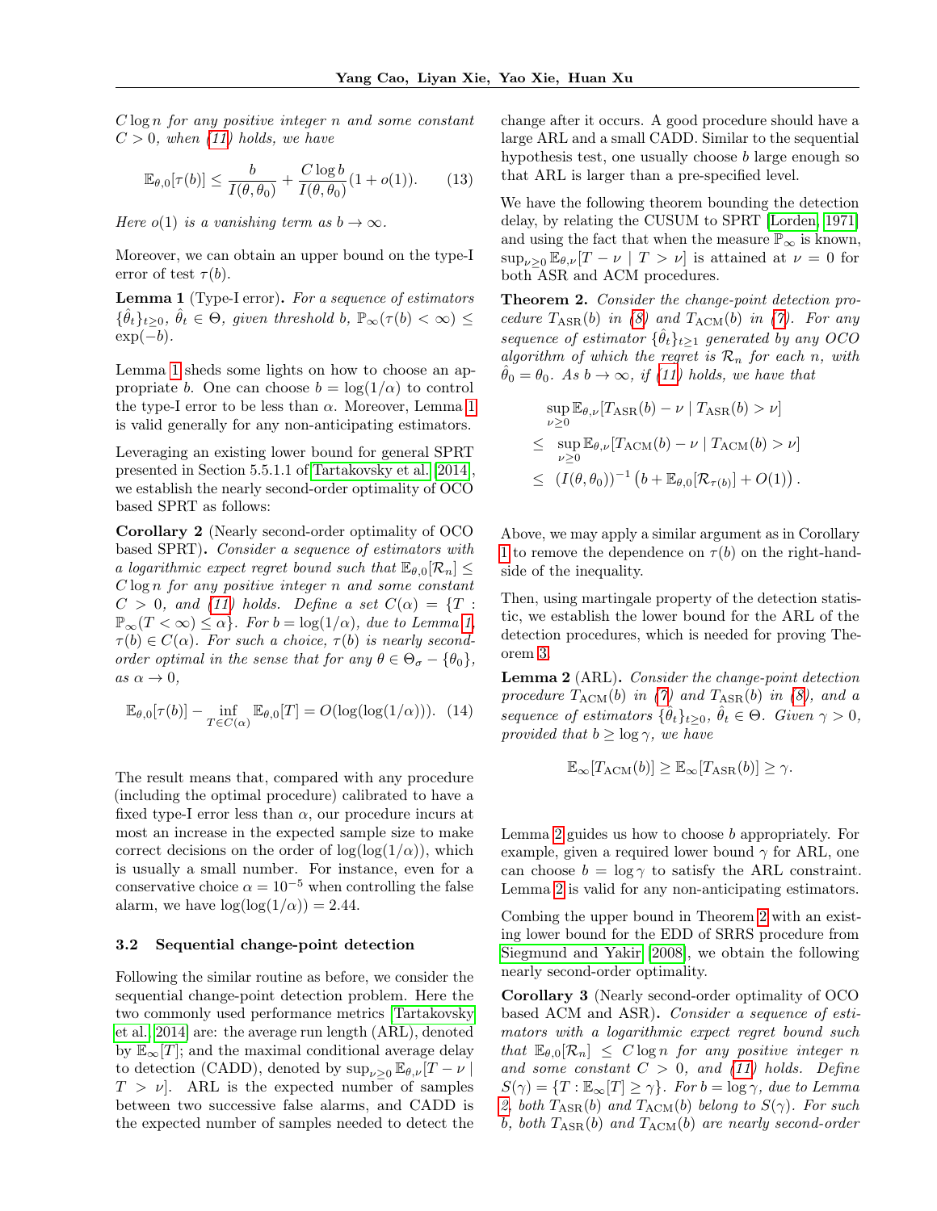$C \log n$ *for any positive integer* $n$ *and some constant* $C > 0$*, when (11) holds, we have*

$$\mathbb{E}_{\theta,0}[\tau(b)] \leq \frac{b}{I(\theta,\theta_0)} + \frac{C \log b}{I(\theta,\theta_0)}(1 + o(1)). \tag{13}$$

*Here* $o(1)$ *is a vanishing term as* $b \to \infty$*.*

Moreover, we can obtain an upper bound on the type-I error of test $\tau(b)$.

**Lemma 1** (Type-I error)**.** *For a sequence of estimators* $\{\hat{\theta}_t\}_{t \geq 0}$*,* $\hat{\theta}_t \in \Theta$*, given threshold* $b$*,* $\mathbb{P}_\infty(\tau(b) < \infty) \leq \exp(-b)$*.*

Lemma 1 sheds some lights on how to choose an appropriate $b$. One can choose $b = \log(1/\alpha)$ to control the type-I error to be less than $\alpha$. Moreover, Lemma 1 is valid generally for any non-anticipating estimators.

Leveraging an existing lower bound for general SPRT presented in Section 5.5.1.1 of Tartakovsky et al. [2014], we establish the nearly second-order optimality of OCO based SPRT as follows:

**Corollary 2** (Nearly second-order optimality of OCO based SPRT)**.** *Consider a sequence of estimators with a logarithmic expect regret bound such that* $\mathbb{E}_{\theta,0}[\mathcal{R}_n] \leq C \log n$ *for any positive integer* $n$ *and some constant* $C > 0$*, and (11) holds. Define a set* $C(\alpha) = \{T : \mathbb{P}_\infty(T < \infty) \leq \alpha\}$*. For* $b = \log(1/\alpha)$*, due to Lemma 1,* $\tau(b) \in C(\alpha)$*. For such a choice,* $\tau(b)$ *is nearly second-order optimal in the sense that for any* $\theta \in \Theta_\sigma - \{\theta_0\}$*, as* $\alpha \to 0$*,*

$$\mathbb{E}_{\theta,0}[\tau(b)] - \inf_{T \in C(\alpha)} \mathbb{E}_{\theta,0}[T] = O(\log(\log(1/\alpha))). \tag{14}$$

The result means that, compared with any procedure (including the optimal procedure) calibrated to have a fixed type-I error less than $\alpha$, our procedure incurs at most an increase in the expected sample size to make correct decisions on the order of $\log(\log(1/\alpha))$, which is usually a small number. For instance, even for a conservative choice $\alpha = 10^{-5}$ when controlling the false alarm, we have $\log(\log(1/\alpha)) = 2.44$.

### 3.2 Sequential change-point detection

Following the similar routine as before, we consider the sequential change-point detection problem. Here the two commonly used performance metrics Tartakovsky et al. 2014 are: the average run length (ARL), denoted by $\mathbb{E}_\infty[T]$; and the maximal conditional average delay to detection (CADD), denoted by $\sup_{\nu \geq 0} \mathbb{E}_{\theta,\nu}[T - \nu \mid T > \nu]$. ARL is the expected number of samples between two successive false alarms, and CADD is the expected number of samples needed to detect the change after it occurs. A good procedure should have a large ARL and a small CADD. Similar to the sequential hypothesis test, one usually choose $b$ large enough so that ARL is larger than a pre-specified level.

We have the following theorem bounding the detection delay, by relating the CUSUM to SPRT [Lorden, 1971] and using the fact that when the measure $\mathbb{P}_\infty$ is known, $\sup_{\nu \geq 0} \mathbb{E}_{\theta,\nu}[T - \nu \mid T > \nu]$ is attained at $\nu = 0$ for both ASR and ACM procedures.

**Theorem 2.** *Consider the change-point detection procedure* $T_{\text{ASR}}(b)$ *in (8) and* $T_{\text{ACM}}(b)$ *in (7). For any sequence of estimator* $\{\hat{\theta}_t\}_{t \geq 1}$ *generated by any OCO algorithm of which the regret is* $\mathcal{R}_n$ *for each* $n$*, with* $\hat{\theta}_0 = \theta_0$*. As* $b \to \infty$*, if (11) holds, we have that*

$$\begin{aligned}
&\sup_{\nu \geq 0} \mathbb{E}_{\theta,\nu}[T_{\text{ASR}}(b) - \nu \mid T_{\text{ASR}}(b) > \nu] \\
\leq\ & \sup_{\nu \geq 0} \mathbb{E}_{\theta,\nu}[T_{\text{ACM}}(b) - \nu \mid T_{\text{ACM}}(b) > \nu] \\
\leq\ & (I(\theta,\theta_0))^{-1} \left(b + \mathbb{E}_{\theta,0}[\mathcal{R}_{\tau(b)}] + O(1)\right).
\end{aligned}$$

Above, we may apply a similar argument as in Corollary 1 to remove the dependence on $\tau(b)$ on the right-hand-side of the inequality.

Then, using martingale property of the detection statistic, we establish the lower bound for the ARL of the detection procedures, which is needed for proving Theorem 3.

**Lemma 2** (ARL)**.** *Consider the change-point detection procedure* $T_{\text{ACM}}(b)$ *in (7) and* $T_{\text{ASR}}(b)$ *in (8), and a sequence of estimators* $\{\hat{\theta}_t\}_{t \geq 0}$*,* $\hat{\theta}_t \in \Theta$*. Given* $\gamma > 0$*, provided that* $b \geq \log \gamma$*, we have*

$$\mathbb{E}_\infty[T_{\text{ACM}}(b)] \geq \mathbb{E}_\infty[T_{\text{ASR}}(b)] \geq \gamma.$$

Lemma 2 guides us how to choose $b$ appropriately. For example, given a required lower bound $\gamma$ for ARL, one can choose $b = \log \gamma$ to satisfy the ARL constraint. Lemma 2 is valid for any non-anticipating estimators.

Combing the upper bound in Theorem 2 with an existing lower bound for the EDD of SRRS procedure from Siegmund and Yakir [2008], we obtain the following nearly second-order optimality.

**Corollary 3** (Nearly second-order optimality of OCO based ACM and ASR)**.** *Consider a sequence of estimators with a logarithmic expect regret bound such that* $\mathbb{E}_{\theta,0}[\mathcal{R}_n] \leq C \log n$ *for any positive integer* $n$ *and some constant* $C > 0$*, and (11) holds. Define* $S(\gamma) = \{T : \mathbb{E}_\infty[T] \geq \gamma\}$*. For* $b = \log \gamma$*, due to Lemma 2, both* $T_{\text{ASR}}(b)$ *and* $T_{\text{ACM}}(b)$ *belong to* $S(\gamma)$*. For such* $b$*, both* $T_{\text{ASR}}(b)$ *and* $T_{\text{ACM}}(b)$ *are nearly second-order*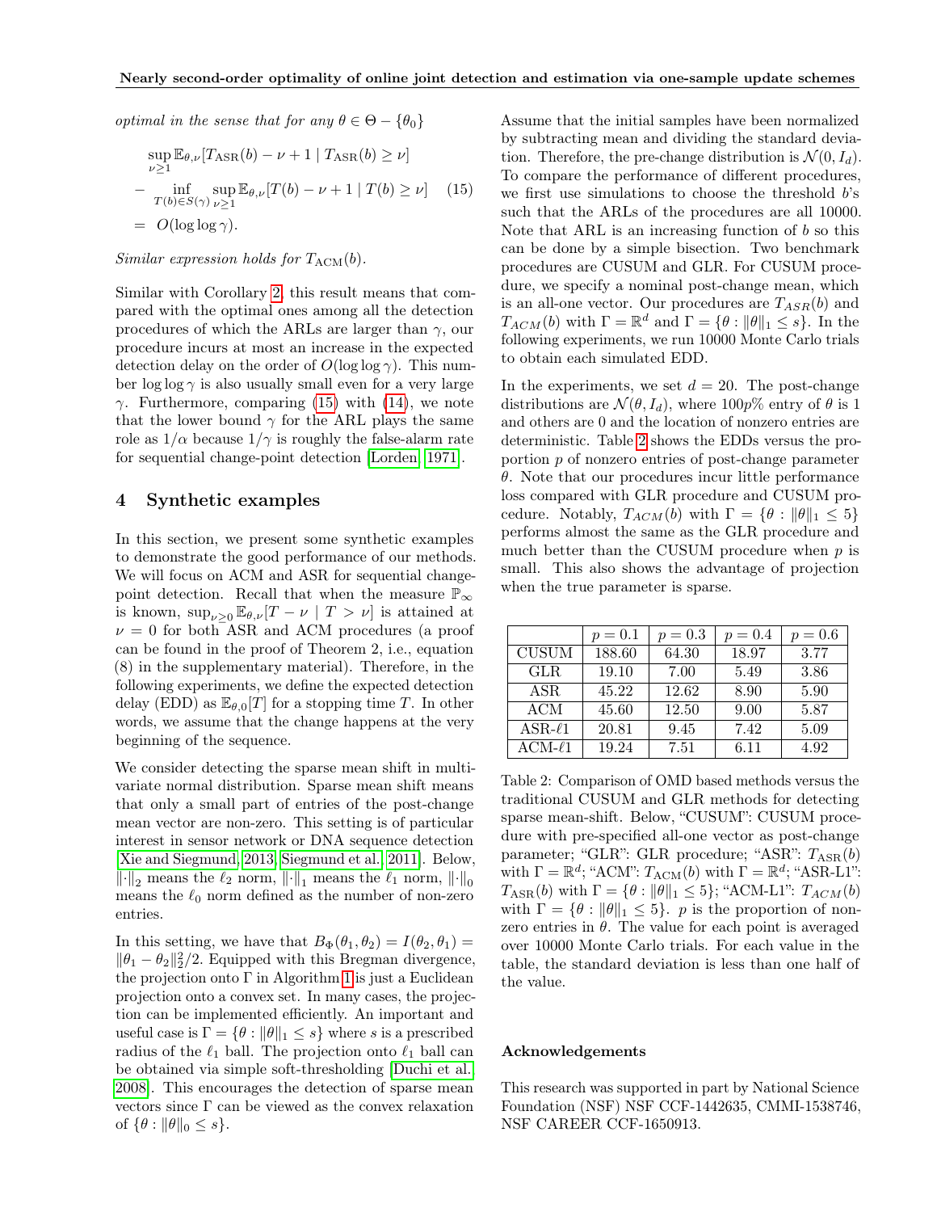*optimal in the sense that for any $\theta \in \Theta - \{\theta_0\}$*

$$
\begin{aligned}
&\sup_{\nu \geq 1} \mathbb{E}_{\theta,\nu}[T_{\mathrm{ASR}}(b) - \nu + 1 \mid T_{\mathrm{ASR}}(b) \geq \nu] \\
&- \inf_{T(b) \in S(\gamma)} \sup_{\nu \geq 1} \mathbb{E}_{\theta,\nu}[T(b) - \nu + 1 \mid T(b) \geq \nu] \quad (15) \\
&= O(\log \log \gamma).
\end{aligned}
$$

*Similar expression holds for $T_{\mathrm{ACM}}(b)$.*

Similar with Corollary 2, this result means that compared with the optimal ones among all the detection procedures of which the ARLs are larger than $\gamma$, our procedure incurs at most an increase in the expected detection delay on the order of $O(\log \log \gamma)$. This number $\log \log \gamma$ is also usually small even for a very large $\gamma$. Furthermore, comparing (15) with (14), we note that the lower bound $\gamma$ for the ARL plays the same role as $1/\alpha$ because $1/\gamma$ is roughly the false-alarm rate for sequential change-point detection [Lorden, 1971].

## 4 Synthetic examples

In this section, we present some synthetic examples to demonstrate the good performance of our methods. We will focus on ACM and ASR for sequential change-point detection. Recall that when the measure $\mathbb{P}_\infty$ is known, $\sup_{\nu \geq 0} \mathbb{E}_{\theta,\nu}[T - \nu \mid T > \nu]$ is attained at $\nu = 0$ for both ASR and ACM procedures (a proof can be found in the proof of Theorem 2, i.e., equation (8) in the supplementary material). Therefore, in the following experiments, we define the expected detection delay (EDD) as $\mathbb{E}_{\theta,0}[T]$ for a stopping time $T$. In other words, we assume that the change happens at the very beginning of the sequence.

We consider detecting the sparse mean shift in multivariate normal distribution. Sparse mean shift means that only a small part of entries of the post-change mean vector are non-zero. This setting is of particular interest in sensor network or DNA sequence detection [Xie and Siegmund, 2013, Siegmund et al., 2011]. Below, $\|\cdot\|_2$ means the $\ell_2$ norm, $\|\cdot\|_1$ means the $\ell_1$ norm, $\|\cdot\|_0$ means the $\ell_0$ norm defined as the number of non-zero entries.

In this setting, we have that $B_\Phi(\theta_1, \theta_2) = I(\theta_2, \theta_1) = \|\theta_1 - \theta_2\|_2^2/2$. Equipped with this Bregman divergence, the projection onto $\Gamma$ in Algorithm 1 is just a Euclidean projection onto a convex set. In many cases, the projection can be implemented efficiently. An important and useful case is $\Gamma = \{\theta : \|\theta\|_1 \leq s\}$ where $s$ is a prescribed radius of the $\ell_1$ ball. The projection onto $\ell_1$ ball can be obtained via simple soft-thresholding [Duchi et al., 2008]. This encourages the detection of sparse mean vectors since $\Gamma$ can be viewed as the convex relaxation of $\{\theta : \|\theta\|_0 \leq s\}$.

Assume that the initial samples have been normalized by subtracting mean and dividing the standard deviation. Therefore, the pre-change distribution is $\mathcal{N}(0, I_d)$. To compare the performance of different procedures, we first use simulations to choose the threshold $b$'s such that the ARLs of the procedures are all 10000. Note that ARL is an increasing function of $b$ so this can be done by a simple bisection. Two benchmark procedures are CUSUM and GLR. For CUSUM procedure, we specify a nominal post-change mean, which is an all-one vector. Our procedures are $T_{ASR}(b)$ and $T_{ACM}(b)$ with $\Gamma = \mathbb{R}^d$ and $\Gamma = \{\theta : \|\theta\|_1 \leq s\}$. In the following experiments, we run 10000 Monte Carlo trials to obtain each simulated EDD.

In the experiments, we set $d = 20$. The post-change distributions are $\mathcal{N}(\theta, I_d)$, where $100p\%$ entry of $\theta$ is 1 and others are 0 and the location of nonzero entries are deterministic. Table 2 shows the EDDs versus the proportion $p$ of nonzero entries of post-change parameter $\theta$. Note that our procedures incur little performance loss compared with GLR procedure and CUSUM procedure. Notably, $T_{ACM}(b)$ with $\Gamma = \{\theta : \|\theta\|_1 \leq 5\}$ performs almost the same as the GLR procedure and much better than the CUSUM procedure when $p$ is small. This also shows the advantage of projection when the true parameter is sparse.

| | $p = 0.1$ | $p = 0.3$ | $p = 0.4$ | $p = 0.6$ |
|---|---|---|---|---|
| CUSUM | 188.60 | 64.30 | 18.97 | 3.77 |
| GLR | 19.10 | 7.00 | 5.49 | 3.86 |
| ASR | 45.22 | 12.62 | 8.90 | 5.90 |
| ACM | 45.60 | 12.50 | 9.00 | 5.87 |
| ASR-$\ell$1 | 20.81 | 9.45 | 7.42 | 5.09 |
| ACM-$\ell$1 | 19.24 | 7.51 | 6.11 | 4.92 |

Table 2: Comparison of OMD based methods versus the traditional CUSUM and GLR methods for detecting sparse mean-shift. Below, "CUSUM": CUSUM procedure with pre-specified all-one vector as post-change parameter; "GLR": GLR procedure; "ASR": $T_{\mathrm{ASR}}(b)$ with $\Gamma = \mathbb{R}^d$; "ACM": $T_{\mathrm{ACM}}(b)$ with $\Gamma = \mathbb{R}^d$; "ASR-L1": $T_{\mathrm{ASR}}(b)$ with $\Gamma = \{\theta : \|\theta\|_1 \leq 5\}$; "ACM-L1": $T_{ACM}(b)$ with $\Gamma = \{\theta : \|\theta\|_1 \leq 5\}$. $p$ is the proportion of non-zero entries in $\theta$. The value for each point is averaged over 10000 Monte Carlo trials. For each value in the table, the standard deviation is less than one half of the value.

## Acknowledgements

This research was supported in part by National Science Foundation (NSF) NSF CCF-1442635, CMMI-1538746, NSF CAREER CCF-1650913.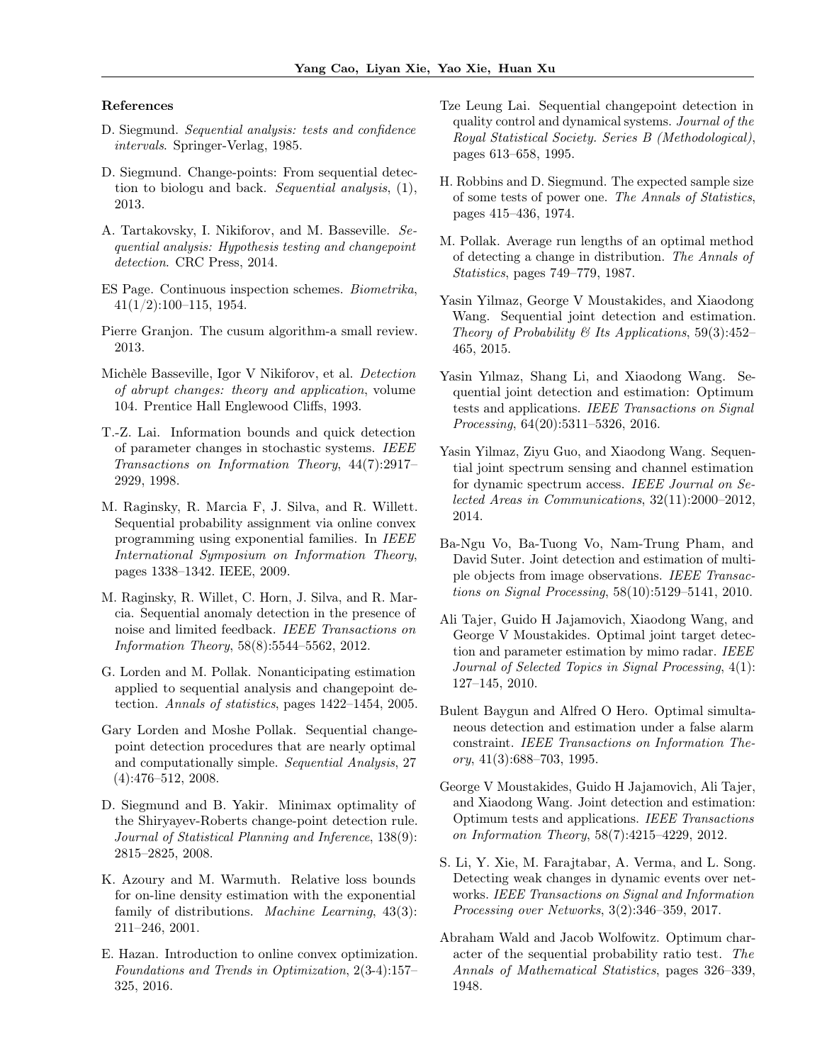## References

D. Siegmund. *Sequential analysis: tests and confidence intervals*. Springer-Verlag, 1985.

D. Siegmund. Change-points: From sequential detection to biologu and back. *Sequential analysis*, (1), 2013.

A. Tartakovsky, I. Nikiforov, and M. Basseville. *Sequential analysis: Hypothesis testing and changepoint detection*. CRC Press, 2014.

ES Page. Continuous inspection schemes. *Biometrika*, 41(1/2):100–115, 1954.

Pierre Granjon. The cusum algorithm-a small review. 2013.

Michèle Basseville, Igor V Nikiforov, et al. *Detection of abrupt changes: theory and application*, volume 104. Prentice Hall Englewood Cliffs, 1993.

T.-Z. Lai. Information bounds and quick detection of parameter changes in stochastic systems. *IEEE Transactions on Information Theory*, 44(7):2917–2929, 1998.

M. Raginsky, R. Marcia F, J. Silva, and R. Willett. Sequential probability assignment via online convex programming using exponential families. In *IEEE International Symposium on Information Theory*, pages 1338–1342. IEEE, 2009.

M. Raginsky, R. Willet, C. Horn, J. Silva, and R. Marcia. Sequential anomaly detection in the presence of noise and limited feedback. *IEEE Transactions on Information Theory*, 58(8):5544–5562, 2012.

G. Lorden and M. Pollak. Nonanticipating estimation applied to sequential analysis and changepoint detection. *Annals of statistics*, pages 1422–1454, 2005.

Gary Lorden and Moshe Pollak. Sequential changepoint detection procedures that are nearly optimal and computationally simple. *Sequential Analysis*, 27 (4):476–512, 2008.

D. Siegmund and B. Yakir. Minimax optimality of the Shiryayev-Roberts change-point detection rule. *Journal of Statistical Planning and Inference*, 138(9): 2815–2825, 2008.

K. Azoury and M. Warmuth. Relative loss bounds for on-line density estimation with the exponential family of distributions. *Machine Learning*, 43(3): 211–246, 2001.

E. Hazan. Introduction to online convex optimization. *Foundations and Trends in Optimization*, 2(3-4):157–325, 2016.

Tze Leung Lai. Sequential changepoint detection in quality control and dynamical systems. *Journal of the Royal Statistical Society. Series B (Methodological)*, pages 613–658, 1995.

H. Robbins and D. Siegmund. The expected sample size of some tests of power one. *The Annals of Statistics*, pages 415–436, 1974.

M. Pollak. Average run lengths of an optimal method of detecting a change in distribution. *The Annals of Statistics*, pages 749–779, 1987.

Yasin Yilmaz, George V Moustakides, and Xiaodong Wang. Sequential joint detection and estimation. *Theory of Probability & Its Applications*, 59(3):452–465, 2015.

Yasin Yılmaz, Shang Li, and Xiaodong Wang. Sequential joint detection and estimation: Optimum tests and applications. *IEEE Transactions on Signal Processing*, 64(20):5311–5326, 2016.

Yasin Yilmaz, Ziyu Guo, and Xiaodong Wang. Sequential joint spectrum sensing and channel estimation for dynamic spectrum access. *IEEE Journal on Selected Areas in Communications*, 32(11):2000–2012, 2014.

Ba-Ngu Vo, Ba-Tuong Vo, Nam-Trung Pham, and David Suter. Joint detection and estimation of multiple objects from image observations. *IEEE Transactions on Signal Processing*, 58(10):5129–5141, 2010.

Ali Tajer, Guido H Jajamovich, Xiaodong Wang, and George V Moustakides. Optimal joint target detection and parameter estimation by mimo radar. *IEEE Journal of Selected Topics in Signal Processing*, 4(1): 127–145, 2010.

Bulent Baygun and Alfred O Hero. Optimal simultaneous detection and estimation under a false alarm constraint. *IEEE Transactions on Information Theory*, 41(3):688–703, 1995.

George V Moustakides, Guido H Jajamovich, Ali Tajer, and Xiaodong Wang. Joint detection and estimation: Optimum tests and applications. *IEEE Transactions on Information Theory*, 58(7):4215–4229, 2012.

S. Li, Y. Xie, M. Farajtabar, A. Verma, and L. Song. Detecting weak changes in dynamic events over networks. *IEEE Transactions on Signal and Information Processing over Networks*, 3(2):346–359, 2017.

Abraham Wald and Jacob Wolfowitz. Optimum character of the sequential probability ratio test. *The Annals of Mathematical Statistics*, pages 326–339, 1948.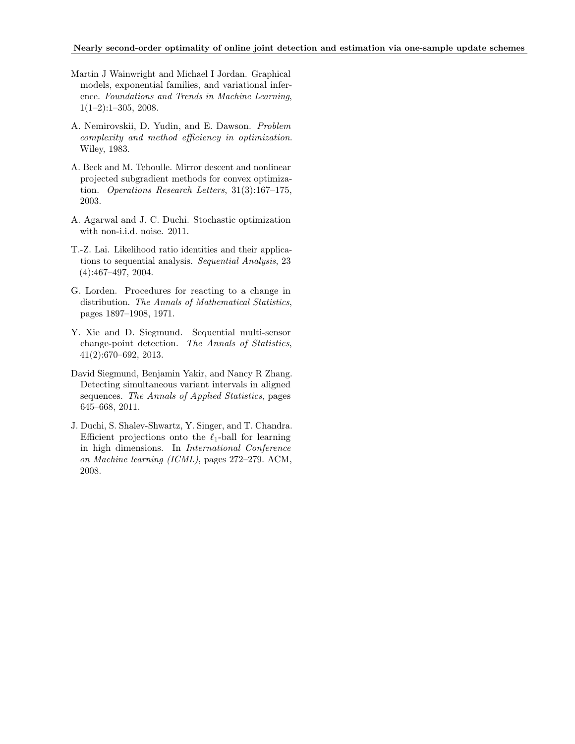Martin J Wainwright and Michael I Jordan. Graphical models, exponential families, and variational inference. *Foundations and Trends in Machine Learning*, 1(1–2):1–305, 2008.

A. Nemirovskii, D. Yudin, and E. Dawson. *Problem complexity and method efficiency in optimization*. Wiley, 1983.

A. Beck and M. Teboulle. Mirror descent and nonlinear projected subgradient methods for convex optimization. *Operations Research Letters*, 31(3):167–175, 2003.

A. Agarwal and J. C. Duchi. Stochastic optimization with non-i.i.d. noise. 2011.

T.-Z. Lai. Likelihood ratio identities and their applications to sequential analysis. *Sequential Analysis*, 23 (4):467–497, 2004.

G. Lorden. Procedures for reacting to a change in distribution. *The Annals of Mathematical Statistics*, pages 1897–1908, 1971.

Y. Xie and D. Siegmund. Sequential multi-sensor change-point detection. *The Annals of Statistics*, 41(2):670–692, 2013.

David Siegmund, Benjamin Yakir, and Nancy R Zhang. Detecting simultaneous variant intervals in aligned sequences. *The Annals of Applied Statistics*, pages 645–668, 2011.

J. Duchi, S. Shalev-Shwartz, Y. Singer, and T. Chandra. Efficient projections onto the $\ell_1$-ball for learning in high dimensions. In *International Conference on Machine learning (ICML)*, pages 272–279. ACM, 2008.